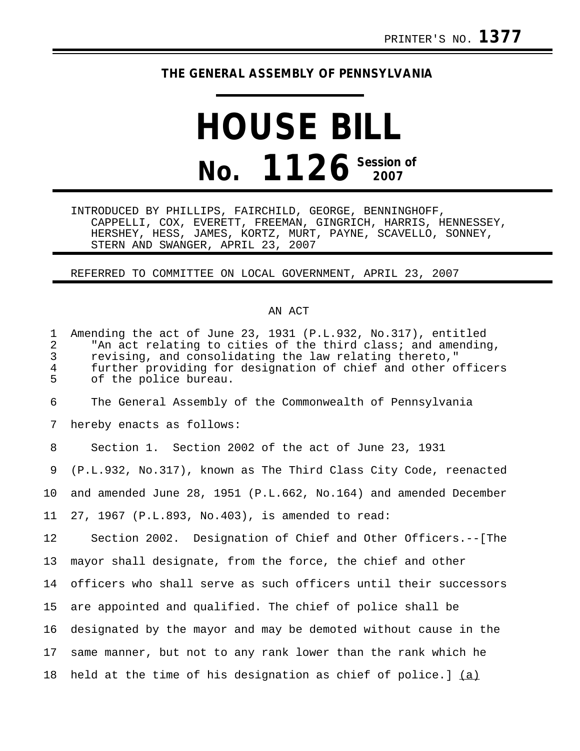PRINTER'S NO. **1377**

**THE GENERAL ASSEMBLY OF PENNSYLVANIA**

# HOUSE BILL

# No. 1126 Session of 2007

INTRODUCED BY PHILLIPS, FAIRCHILD, GEORGE, BENNINGHOFF, CAPPELLI, COX, EVERETT, FREEMAN, GINGRICH, HARRIS, HENNESSEY, HERSHEY, HESS, JAMES, KORTZ, MURT, PAYNE, SCAVELLO, SONNEY, STERN AND SWANGER, APRIL 23, 2007

REFERRED TO COMMITTEE ON LOCAL GOVERNMENT, APRIL 23, 2007

AN ACT

Amending the act of June 23, 1931 (P.L.932, No.317), entitled "An act relating to cities of the third class; and amending, revising, and consolidating the law relating thereto," further providing for designation of chief and other officers of the police bureau.

The General Assembly of the Commonwealth of Pennsylvania hereby enacts as follows:

Section 1. Section 2002 of the act of June 23, 1931 (P.L.932, No.317), known as The Third Class City Code, reenacted and amended June 28, 1951 (P.L.662, No.164) and amended December 27, 1967 (P.L.893, No.403), is amended to read:

Section 2002. Designation of Chief and Other Officers.--[The mayor shall designate, from the force, the chief and other officers who shall serve as such officers until their successors are appointed and qualified. The chief of police shall be designated by the mayor and may be demoted without cause in the same manner, but not to any rank lower than the rank which he held at the time of his designation as chief of police.] (a)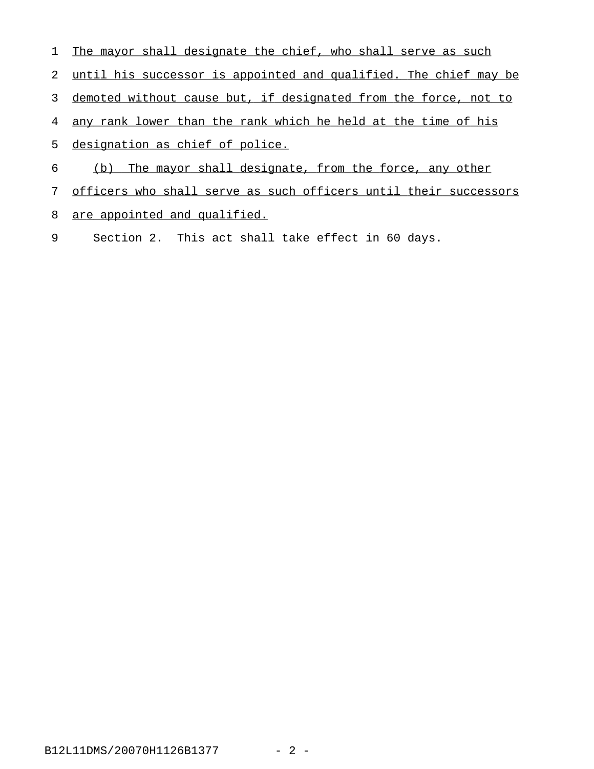The mayor shall designate the chief, who shall serve as such until his successor is appointed and qualified. The chief may be demoted without cause but, if designated from the force, not to any rank lower than the rank which he held at the time of his designation as chief of police.

(b) The mayor shall designate, from the force, any other officers who shall serve as such officers until their successors are appointed and qualified.

Section 2. This act shall take effect in 60 days.